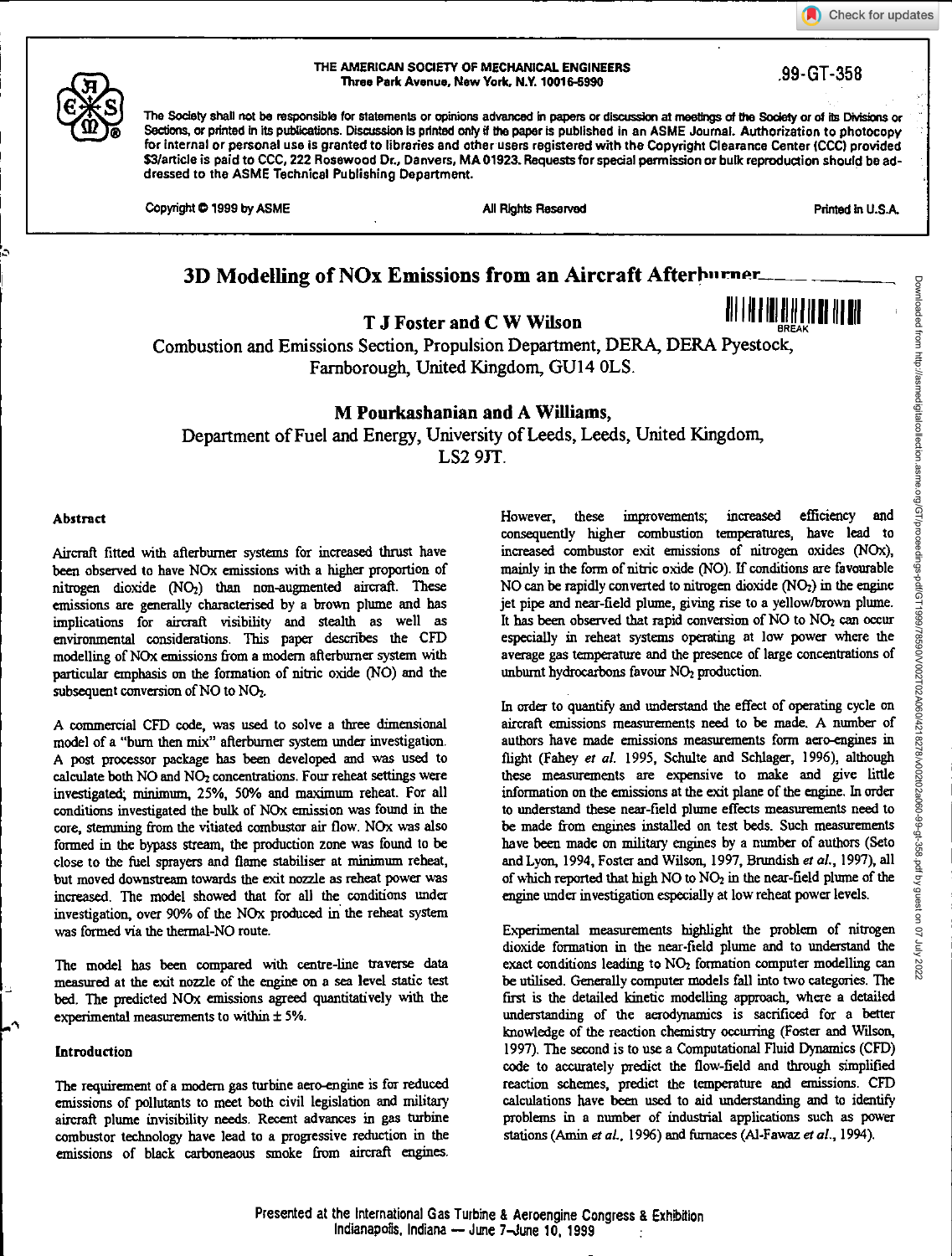THE AMERICAN SOCIETY OF MECHANICAL ENGINEERS
Three Park Avenue, New York, N.Y. 10016-5990

99-GT-358

The Society shall not be responsible for statements or opinions advanced in papers or discussion at meetings of the Society or of its Divisions or Sections, or printed in its publications. Discussion is printed only if the paper is published in an ASME Journal. Authorization to photocopy for internal or personal use is granted to libraries and other users registered with the Copyright Clearance Center (CCC) provided $3/article is paid to CCC, 222 Rosewood Dr., Danvers, MA 01923. Requests for special permission or bulk reproduction should be addressed to the ASME Technical Publishing Department.

Copyright © 1999 by ASME — All Rights Reserved — Printed in U.S.A.

# 3D Modelling of NOx Emissions from an Aircraft Afterburner

**T J Foster and C W Wilson**
Combustion and Emissions Section, Propulsion Department, DERA, DERA Pyestock, Farnborough, United Kingdom, GU14 0LS.

**M Pourkashanian and A Williams,**
Department of Fuel and Energy, University of Leeds, Leeds, United Kingdom, LS2 9JT.

## Abstract

Aircraft fitted with afterburner systems for increased thrust have been observed to have NOx emissions with a higher proportion of nitrogen dioxide ($NO_2$) than non-augmented aircraft. These emissions are generally characterised by a brown plume and has implications for aircraft visibility and stealth as well as environmental considerations. This paper describes the CFD modelling of NOx emissions from a modern afterburner system with particular emphasis on the formation of nitric oxide (NO) and the subsequent conversion of NO to $NO_2$.

A commercial CFD code, was used to solve a three dimensional model of a "burn then mix" afterburner system under investigation. A post processor package has been developed and was used to calculate both NO and $NO_2$ concentrations. Four reheat settings were investigated; minimum, 25%, 50% and maximum reheat. For all conditions investigated the bulk of NOx emission was found in the core, stemming from the vitiated combustor air flow. NOx was also formed in the bypass stream, the production zone was found to be close to the fuel sprayers and flame stabiliser at minimum reheat, but moved downstream towards the exit nozzle as reheat power was increased. The model showed that for all the conditions under investigation, over 90% of the NOx produced in the reheat system was formed via the thermal-NO route.

The model has been compared with centre-line traverse data measured at the exit nozzle of the engine on a sea level static test bed. The predicted NOx emissions agreed quantitatively with the experimental measurements to within ± 5%.

## Introduction

The requirement of a modern gas turbine aero-engine is for reduced emissions of pollutants to meet both civil legislation and military aircraft plume invisibility needs. Recent advances in gas turbine combustor technology have lead to a progressive reduction in the emissions of black carboneaous smoke from aircraft engines. However, these improvements; increased efficiency and consequently higher combustion temperatures, have lead to increased combustor exit emissions of nitrogen oxides (NOx), mainly in the form of nitric oxide (NO). If conditions are favourable NO can be rapidly converted to nitrogen dioxide ($NO_2$) in the engine jet pipe and near-field plume, giving rise to a yellow/brown plume. It has been observed that rapid conversion of NO to $NO_2$ can occur especially in reheat systems operating at low power where the average gas temperature and the presence of large concentrations of unburnt hydrocarbons favour $NO_2$ production.

In order to quantify and understand the effect of operating cycle on aircraft emissions measurements need to be made. A number of authors have made emissions measurements form aero-engines in flight (Fahey *et al.* 1995, Schulte and Schlager, 1996), although these measurements are expensive to make and give little information on the emissions at the exit plane of the engine. In order to understand these near-field plume effects measurements need to be made from engines installed on test beds. Such measurements have been made on military engines by a number of authors (Seto and Lyon, 1994, Foster and Wilson, 1997, Brundish *et al.*, 1997), all of which reported that high NO to $NO_2$ in the near-field plume of the engine under investigation especially at low reheat power levels.

Experimental measurements highlight the problem of nitrogen dioxide formation in the near-field plume and to understand the exact conditions leading to $NO_2$ formation computer modelling can be utilised. Generally computer models fall into two categories. The first is the detailed kinetic modelling approach, where a detailed understanding of the aerodynamics is sacrificed for a better knowledge of the reaction chemistry occurring (Foster and Wilson, 1997). The second is to use a Computational Fluid Dynamics (CFD) code to accurately predict the flow-field and through simplified reaction schemes, predict the temperature and emissions. CFD calculations have been used to aid understanding and to identify problems in a number of industrial applications such as power stations (Amin *et al.*, 1996) and furnaces (Al-Fawaz *et al.*, 1994).

Presented at the International Gas Turbine & Aeroengine Congress & Exhibition
Indianapolis, Indiana — June 7–June 10, 1999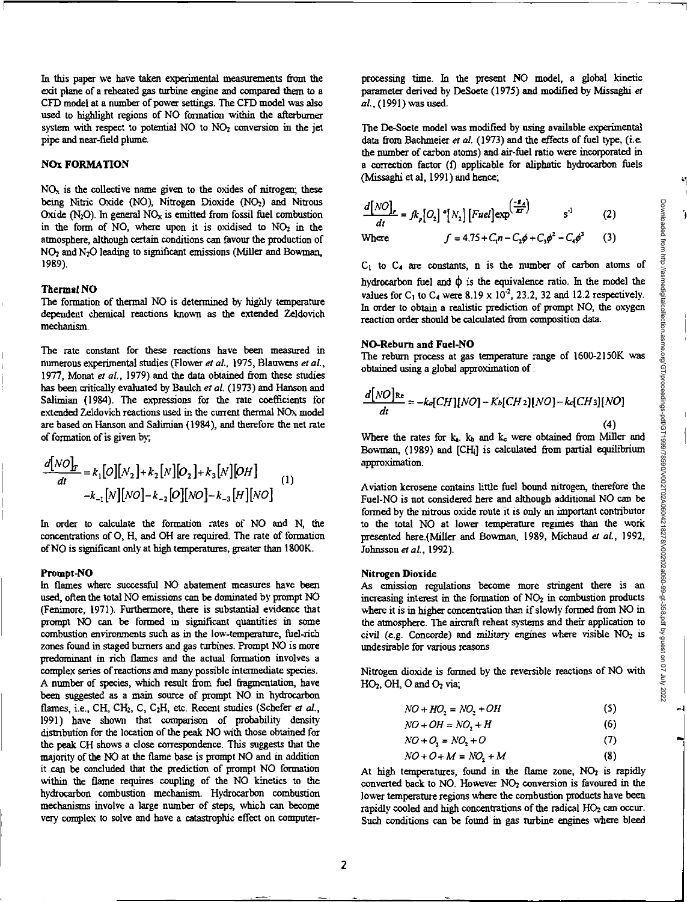In this paper we have taken experimental measurements from the exit plane of a reheated gas turbine engine and compared them to a CFD model at a number of power settings. The CFD model was also used to highlight regions of NO formation within the afterburner system with respect to potential NO to $NO_2$ conversion in the jet pipe and near-field plume.

## NOx FORMATION

$NO_x$ is the collective name given to the oxides of nitrogen; these being Nitric Oxide (NO), Nitrogen Dioxide ($NO_2$) and Nitrous Oxide ($N_2O$). In general $NO_x$ is emitted from fossil fuel combustion in the form of NO, where upon it is oxidised to $NO_2$ in the atmosphere, although certain conditions can favour the production of $NO_2$ and $N_2O$ leading to significant emissions (Miller and Bowman, 1989).

### Thermal NO

The formation of thermal NO is determined by highly temperature dependent chemical reactions known as the extended Zeldovich mechanism.

The rate constant for these reactions have been measured in numerous experimental studies (Flower *et al.*, 1975, Blauwens *et al.*, 1977, Monat *et al.*, 1979) and the data obtained from these studies has been critically evaluated by Baulch *et al.* (1973) and Hanson and Salimian (1984). The expressions for the rate coefficients for extended Zeldovich reactions used in the current thermal NOx model are based on Hanson and Salimian (1984), and therefore the net rate of formation is given by;

$$\frac{d[NO]_T}{dt} = k_1[O][N_2] + k_2[N][O_2] + k_3[N][OH] - k_{-1}[N][NO] - k_{-2}[O][NO] - k_{-3}[H][NO] \qquad (1)$$

In order to calculate the formation rates of NO and N, the concentrations of O, H, and OH are required. The rate of formation of NO is significant only at high temperatures, greater than 1800K.

### Prompt-NO

In flames where successful NO abatement measures have been used, often the total NO emissions can be dominated by prompt NO (Fenimore, 1971). Furthermore, there is substantial evidence that prompt NO can be formed in significant quantities in some combustion environments such as in the low-temperature, fuel-rich zones found in staged burners and gas turbines. Prompt NO is more predominant in rich flames and the actual formation involves a complex series of reactions and many possible intermediate species. A number of species, which result from fuel fragmentation, have been suggested as a main source of prompt NO in hydrocarbon flames, i.e., CH, $CH_2$, C, $C_2H$, etc. Recent studies (Schefer *et al.*, 1991) have shown that comparison of probability density distribution for the location of the peak NO with those obtained for the peak CH shows a close correspondence. This suggests that the majority of the NO at the flame base is prompt NO and in addition it can be concluded that the prediction of prompt NO formation within the flame requires coupling of the NO kinetics to the hydrocarbon combustion mechanism. Hydrocarbon combustion mechanisms involve a large number of steps, which can become very complex to solve and have a catastrophic effect on computer-processing time. In the present NO model, a global kinetic parameter derived by DeSoete (1975) and modified by Missaghi *et al.*, (1991) was used.

The De-Soete model was modified by using available experimental data from Bachmeier *et al.* (1973) and the effects of fuel type, (i.e. the number of carbon atoms) and air-fuel ratio were incorporated in a correction factor (f) applicable for aliphatic hydrocarbon fuels (Missaghi et al, 1991) and hence;

$$\frac{d[NO]_P}{dt} = fk_p[O_2]^a[N_2][Fuel]\exp^{\left(\frac{-E_A}{RT}\right)} \qquad s^{-1} \qquad (2)$$

Where $$f = 4.75 + C_1 n - C_2\phi + C_3\phi^2 - C_4\phi^3 \qquad (3)$$

$C_1$ to $C_4$ are constants, n is the number of carbon atoms of hydrocarbon fuel and $\phi$ is the equivalence ratio. In the model the values for $C_1$ to $C_4$ were $8.19 \times 10^{-2}$, 23.2, 32 and 12.2 respectively. In order to obtain a realistic prediction of prompt NO, the oxygen reaction order should be calculated from composition data.

### NO-Reburn and Fuel-NO

The reburn process at gas temperature range of 1600-2150K was obtained using a global approximation of :

$$\frac{d[NO]_{Re}}{dt} = -k_a[CH][NO] - K_b[CH_2][NO] - k_c[CH_3][NO] \qquad (4)$$

Where the rates for $k_a$, $k_b$ and $k_c$ were obtained from Miller and Bowman, (1989) and $[CH_i]$ is calculated from partial equilibrium approximation.

Aviation kerosene contains little fuel bound nitrogen, therefore the Fuel-NO is not considered here and although additional NO can be formed by the nitrous oxide route it is only an important contributor to the total NO at lower temperature regimes than the work presented here.(Miller and Bowman, 1989, Michaud *et al.*, 1992, Johnsson *et al.*, 1992).

### Nitrogen Dioxide

As emission regulations become more stringent there is an increasing interest in the formation of $NO_2$ in combustion products where it is in higher concentration than if slowly formed from NO in the atmosphere. The aircraft reheat systems and their application to civil (e.g. Concorde) and military engines where visible $NO_2$ is undesirable for various reasons

Nitrogen dioxide is formed by the reversible reactions of NO with $HO_2$, OH, O and $O_2$ via;

$$NO + HO_2 = NO_2 + OH \qquad (5)$$

$$NO + OH = NO_2 + H \qquad (6)$$

$$NO + O_2 = NO_2 + O \qquad (7)$$

$$NO + O + M = NO_2 + M \qquad (8)$$

At high temperatures, found in the flame zone, $NO_2$ is rapidly converted back to NO. However $NO_2$ conversion is favoured in the lower temperature regions where the combustion products have been rapidly cooled and high concentrations of the radical $HO_2$ can occur. Such conditions can be found in gas turbine engines where bleed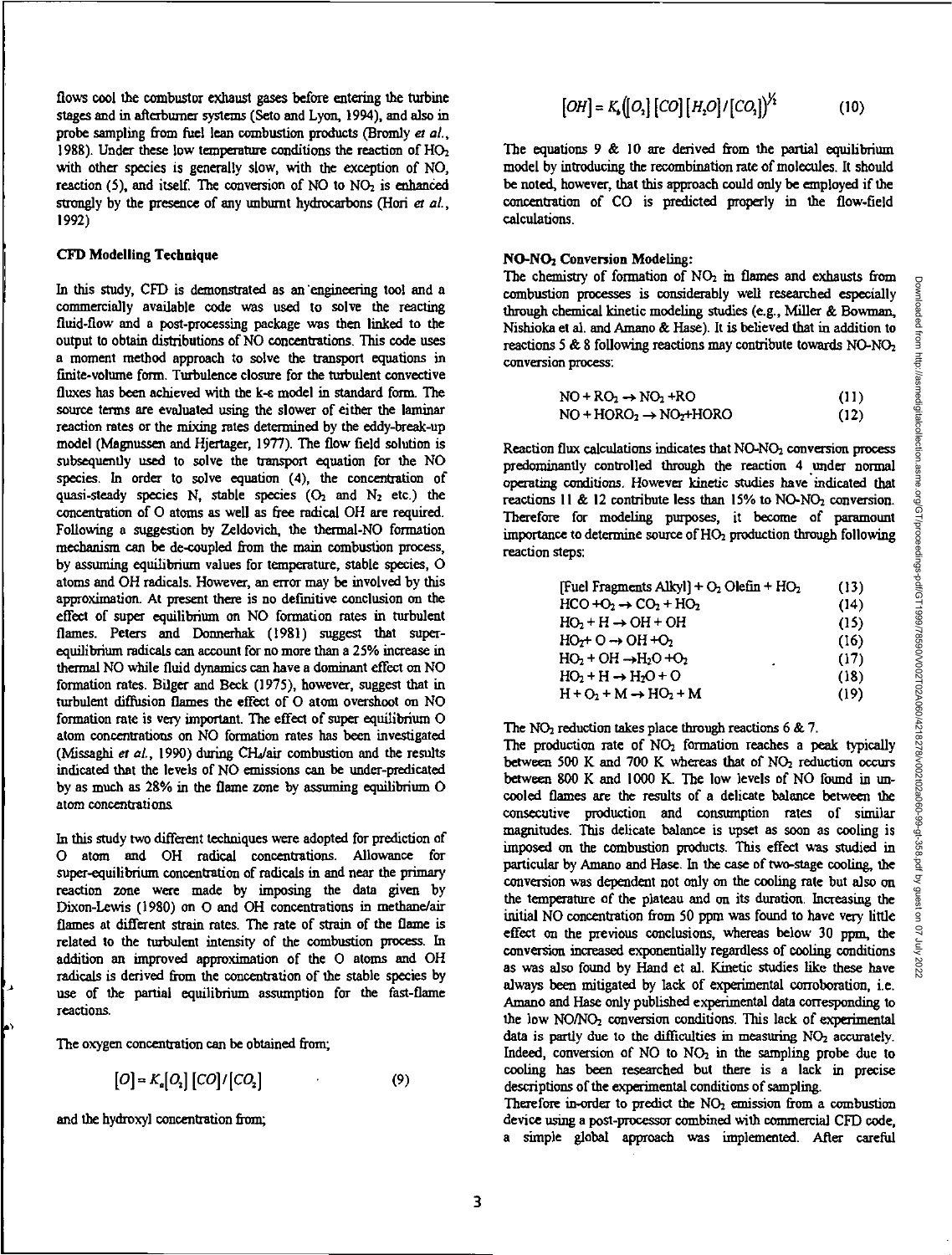flows cool the combustor exhaust gases before entering the turbine stages and in afterburner systems (Seto and Lyon, 1994), and also in probe sampling from fuel lean combustion products (Bromly *et al.*, 1988). Under these low temperature conditions the reaction of $HO_2$ with other species is generally slow, with the exception of NO, reaction (5), and itself. The conversion of NO to $NO_2$ is enhanced strongly by the presence of any unburnt hydrocarbons (Hori *et al.*, 1992)

### CFD Modelling Technique

In this study, CFD is demonstrated as an engineering tool and a commercially available code was used to solve the reacting fluid-flow and a post-processing package was then linked to the output to obtain distributions of NO concentrations. This code uses a moment method approach to solve the transport equations in finite-volume form. Turbulence closure for the turbulent convective fluxes has been achieved with the k-ε model in standard form. The source terms are evaluated using the slower of either the laminar reaction rates or the mixing rates determined by the eddy-break-up model (Magnussen and Hjertager, 1977). The flow field solution is subsequently used to solve the transport equation for the NO species. In order to solve equation (4), the concentration of quasi-steady species N, stable species ($O_2$ and $N_2$ etc.) the concentration of O atoms as well as free radical OH are required. Following a suggestion by Zeldovich, the thermal-NO formation mechanism can be de-coupled from the main combustion process, by assuming equilibrium values for temperature, stable species, O atoms and OH radicals. However, an error may be involved by this approximation. At present there is no definitive conclusion on the effect of super equilibrium on NO formation rates in turbulent flames. Peters and Donnerhak (1981) suggest that super-equilibrium radicals can account for no more than a 25% increase in thermal NO while fluid dynamics can have a dominant effect on NO formation rates. Bilger and Beck (1975), however, suggest that in turbulent diffusion flames the effect of O atom overshoot on NO formation rate is very important. The effect of super equilibrium O atom concentrations on NO formation rates has been investigated (Missaghi *et al.*, 1990) during $CH_4$/air combustion and the results indicated that the levels of NO emissions can be under-predicated by as much as 28% in the flame zone by assuming equilibrium O atom concentrations.

In this study two different techniques were adopted for prediction of O atom and OH radical concentrations. Allowance for super-equilibrium concentration of radicals in and near the primary reaction zone were made by imposing the data given by Dixon-Lewis (1980) on O and OH concentrations in methane/air flames at different strain rates. The rate of strain of the flame is related to the turbulent intensity of the combustion process. In addition an improved approximation of the O atoms and OH radicals is derived from the concentration of the stable species by use of the partial equilibrium assumption for the fast-flame reactions.

The oxygen concentration can be obtained from;

$$[O] = K_a[O_2]\,[CO]/[CO_2] \qquad (9)$$

and the hydroxyl concentration from;

$$[OH] = K_b\left([O_2]\,[CO]\,[H_2O]/[CO_2]\right)^{1/2} \qquad (10)$$

The equations 9 & 10 are derived from the partial equilibrium model by introducing the recombination rate of molecules. It should be noted, however, that this approach could only be employed if the concentration of CO is predicted properly in the flow-field calculations.

### NO-$NO_2$ Conversion Modeling:

The chemistry of formation of $NO_2$ in flames and exhausts from combustion processes is considerably well researched especially through chemical kinetic modeling studies (e.g., Miller & Bowman, Nishioka et al. and Amano & Hase). It is believed that in addition to reactions 5 & 8 following reactions may contribute towards NO-$NO_2$ conversion process:

$$NO + RO_2 \rightarrow NO_2 + RO \qquad (11)$$

$$NO + HORO_2 \rightarrow NO_2 + HORO \qquad (12)$$

Reaction flux calculations indicates that NO-$NO_2$ conversion process predominantly controlled through the reaction 4 under normal operating conditions. However kinetic studies have indicated that reactions 11 & 12 contribute less than 15% to NO-$NO_2$ conversion. Therefore for modeling purposes, it become of paramount importance to determine source of $HO_2$ production through following reaction steps:

$$[\text{Fuel Fragments Alkyl}] + O_2 \text{ Olefin} + HO_2 \qquad (13)$$

$$HCO + O_2 \rightarrow CO_2 + HO_2 \qquad (14)$$

$$HO_2 + H \rightarrow OH + OH \qquad (15)$$

$$HO_2 + O \rightarrow OH + O_2 \qquad (16)$$

$$HO_2 + OH \rightarrow H_2O + O_2 \qquad (17)$$

$$HO_2 + H \rightarrow H_2O + O \qquad (18)$$

$$H + O_2 + M \rightarrow HO_2 + M \qquad (19)$$

The $NO_2$ reduction takes place through reactions 6 & 7.

The production rate of $NO_2$ formation reaches a peak typically between 500 K and 700 K whereas that of $NO_2$ reduction occurs between 800 K and 1000 K. The low levels of NO found in un-cooled flames are the results of a delicate balance between the consecutive production and consumption rates of similar magnitudes. This delicate balance is upset as soon as cooling is imposed on the combustion products. This effect was studied in particular by Amano and Hase. In the case of two-stage cooling, the conversion was dependent not only on the cooling rate but also on the temperature of the plateau and on its duration. Increasing the initial NO concentration from 50 ppm was found to have very little effect on the previous conclusions, whereas below 30 ppm, the conversion increased exponentially regardless of cooling conditions as was also found by Hand et al. Kinetic studies like these have always been mitigated by lack of experimental corroboration, i.e. Amano and Hase only published experimental data corresponding to the low NO/$NO_2$ conversion conditions. This lack of experimental data is partly due to the difficulties in measuring $NO_2$ accurately. Indeed, conversion of NO to $NO_2$ in the sampling probe due to cooling has been researched but there is a lack in precise descriptions of the experimental conditions of sampling.

Therefore in-order to predict the $NO_2$ emission from a combustion device using a post-processor combined with commercial CFD code, a simple global approach was implemented. After careful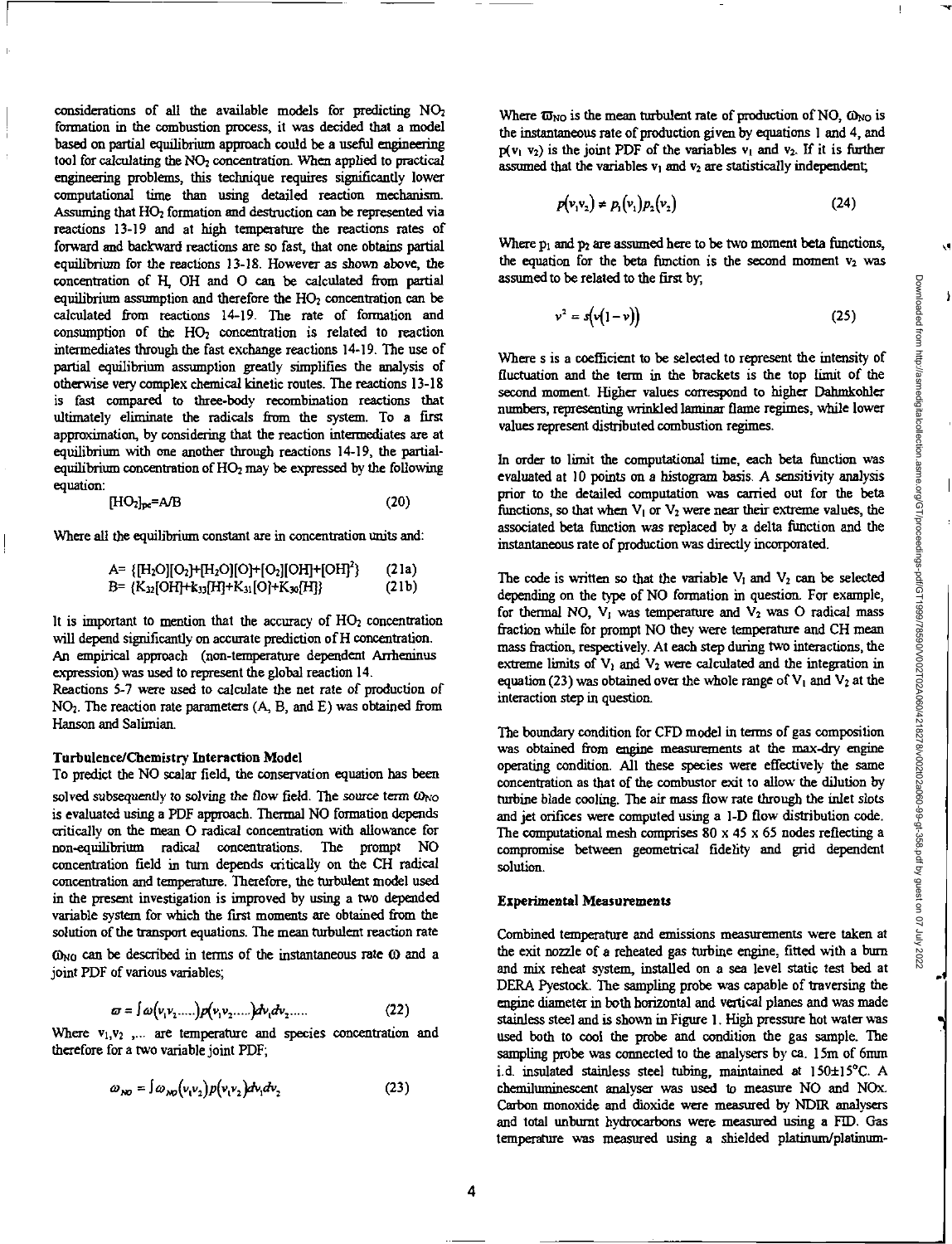considerations of all the available models for predicting $NO_2$ formation in the combustion process, it was decided that a model based on partial equilibrium approach could be a useful engineering tool for calculating the $NO_2$ concentration. When applied to practical engineering problems, this technique requires significantly lower computational time than using detailed reaction mechanism. Assuming that $HO_2$ formation and destruction can be represented via reactions 13-19 and at high temperature the reactions rates of forward and backward reactions are so fast, that one obtains partial equilibrium for the reactions 13-18. However as shown above, the concentration of H, OH and O can be calculated from partial equilibrium assumption and therefore the $HO_2$ concentration can be calculated from reactions 14-19. The rate of formation and consumption of the $HO_2$ concentration is related to reaction intermediates through the fast exchange reactions 14-19. The use of partial equilibrium assumption greatly simplifies the analysis of otherwise very complex chemical kinetic routes. The reactions 13-18 is fast compared to three-body recombination reactions that ultimately eliminate the radicals from the system. To a first approximation, by considering that the reaction intermediates are at equilibrium with one another through reactions 14-19, the partial-equilibrium concentration of $HO_2$ may be expressed by the following equation:

$$[HO_2]_{pe} = A/B \tag{20}$$

Where all the equilibrium constant are in concentration units and:

$$A = \{[H_2O][O_2]+[H_2O][O]+[O_2][OH]+[OH]^2\} \tag{21a}$$

$$B = \{K_{32}[OH]+k_{33}[H]+K_{31}[O]+K_{30}[H]\} \tag{21b}$$

It is important to mention that the accuracy of $HO_2$ concentration will depend significantly on accurate prediction of H concentration. An empirical approach (non-temperature dependent Arrheninus expression) was used to represent the global reaction 14.

Reactions 5-7 were used to calculate the net rate of production of $NO_2$. The reaction rate parameters (A, B, and E) was obtained from Hanson and Salimian.

### Turbulence/Chemistry Interaction Model

To predict the NO scalar field, the conservation equation has been solved subsequently to solving the flow field. The source term $\omega_{NO}$ is evaluated using a PDF approach. Thermal NO formation depends critically on the mean O radical concentration with allowance for non-equilibrium radical concentrations. The prompt NO concentration field in turn depends critically on the CH radical concentration and temperature. Therefore, the turbulent model used in the present investigation is improved by using a two depended variable system for which the first moments are obtained from the solution of the transport equations. The mean turbulent reaction rate $\omega_{NO}$ can be described in terms of the instantaneous rate $\omega$ and a joint PDF of various variables;

$$\varpi = \int \omega(v_1 v_2 \ldots\ldots)\, p(v_1 v_2 \ldots\ldots)\, dv_1 dv_2 \ldots\ldots \tag{22}$$

Where $v_1, v_2, \ldots$ are temperature and species concentration and therefore for a two variable joint PDF;

$$\varpi_{NO} = \int \omega_{NO}(v_1 v_2)\, p(v_1 v_2)\, dv_1 dv_2 \tag{23}$$

Where $\varpi_{NO}$ is the mean turbulent rate of production of NO, $\omega_{NO}$ is the instantaneous rate of production given by equations 1 and 4, and $p(v_1\ v_2)$ is the joint PDF of the variables $v_1$ and $v_2$. If it is further assumed that the variables $v_1$ and $v_2$ are statistically independent;

$$p(v_1 v_2) \neq p_1(v_1)\, p_2(v_2) \tag{24}$$

Where $p_1$ and $p_2$ are assumed here to be two moment beta functions, the equation for the beta function is the second moment $v_2$ was assumed to be related to the first by;

$$v^2 = s\big(v(1-v)\big) \tag{25}$$

Where s is a coefficient to be selected to represent the intensity of fluctuation and the term in the brackets is the top limit of the second moment. Higher values correspond to higher Dahmkohler numbers, representing wrinkled laminar flame regimes, while lower values represent distributed combustion regimes.

In order to limit the computational time, each beta function was evaluated at 10 points on a histogram basis. A sensitivity analysis prior to the detailed computation was carried out for the beta functions, so that when $V_1$ or $V_2$ were near their extreme values, the associated beta function was replaced by a delta function and the instantaneous rate of production was directly incorporated.

The code is written so that the variable $V_1$ and $V_2$ can be selected depending on the type of NO formation in question. For example, for thermal NO, $V_1$ was temperature and $V_2$ was O radical mass fraction while for prompt NO they were temperature and CH mean mass fraction, respectively. At each step during two interactions, the extreme limits of $V_1$ and $V_2$ were calculated and the integration in equation (23) was obtained over the whole range of $V_1$ and $V_2$ at the interaction step in question.

The boundary condition for CFD model in terms of gas composition was obtained from engine measurements at the max-dry engine operating condition. All these species were effectively the same concentration as that of the combustor exit to allow the dilution by turbine blade cooling. The air mass flow rate through the inlet slots and jet orifices were computed using a 1-D flow distribution code. The computational mesh comprises 80 x 45 x 65 nodes reflecting a compromise between geometrical fidelity and grid dependent solution.

### Experimental Measurements

Combined temperature and emissions measurements were taken at the exit nozzle of a reheated gas turbine engine, fitted with a burn and mix reheat system, installed on a sea level static test bed at DERA Pyestock. The sampling probe was capable of traversing the engine diameter in both horizontal and vertical planes and was made stainless steel and is shown in Figure 1. High pressure hot water was used both to cool the probe and condition the gas sample. The sampling probe was connected to the analysers by ca. 15m of 6mm i.d. insulated stainless steel tubing, maintained at 150±15°C. A chemiluminescent analyser was used to measure NO and NOx. Carbon monoxide and dioxide were measured by NDIR analysers and total unburnt hydrocarbons were measured using a FID. Gas temperature was measured using a shielded platinum/platinum-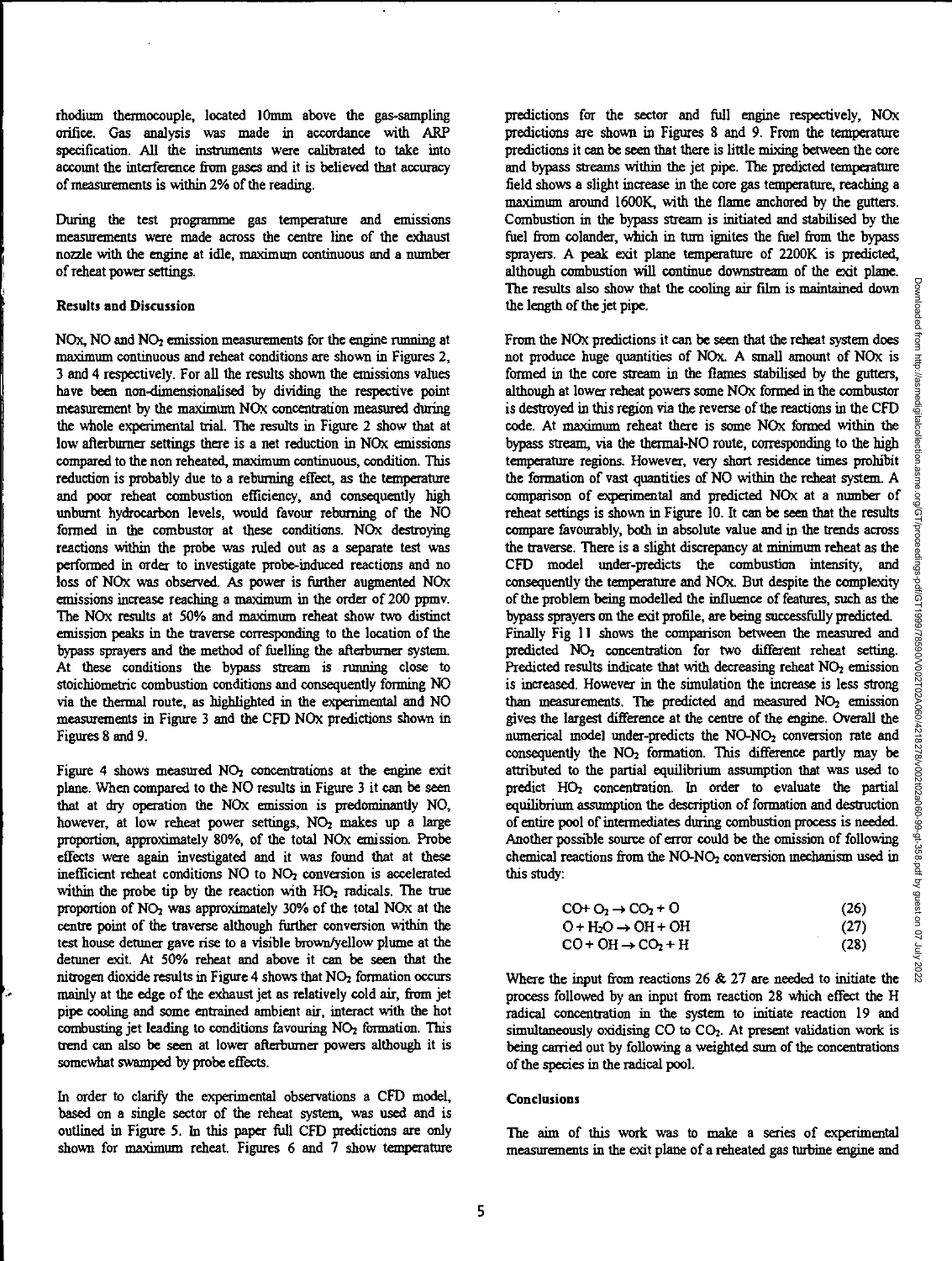rhodium thermocouple, located 10mm above the gas-sampling orifice. Gas analysis was made in accordance with ARP specification. All the instruments were calibrated to take into account the interference from gases and it is believed that accuracy of measurements is within 2% of the reading.

During the test programme gas temperature and emissions measurements were made across the centre line of the exhaust nozzle with the engine at idle, maximum continuous and a number of reheat power settings.

### Results and Discussion

NOx, NO and $NO_2$ emission measurements for the engine running at maximum continuous and reheat conditions are shown in Figures 2, 3 and 4 respectively. For all the results shown the emissions values have been non-dimensionalised by dividing the respective point measurement by the maximum NOx concentration measured during the whole experimental trial. The results in Figure 2 show that at low afterburner settings there is a net reduction in NOx emissions compared to the non reheated, maximum continuous, condition. This reduction is probably due to a reburning effect, as the temperature and poor reheat combustion efficiency, and consequently high unburnt hydrocarbon levels, would favour reburning of the NO formed in the combustor at these conditions. NOx destroying reactions within the probe was ruled out as a separate test was performed in order to investigate probe-induced reactions and no loss of NOx was observed. As power is further augmented NOx emissions increase reaching a maximum in the order of 200 ppmv. The NOx results at 50% and maximum reheat show two distinct emission peaks in the traverse corresponding to the location of the bypass sprayers and the method of fuelling the afterburner system. At these conditions the bypass stream is running close to stoichiometric combustion conditions and consequently forming NO via the thermal route, as highlighted in the experimental and NO measurements in Figure 3 and the CFD NOx predictions shown in Figures 8 and 9.

Figure 4 shows measured $NO_2$ concentrations at the engine exit plane. When compared to the NO results in Figure 3 it can be seen that at dry operation the NOx emission is predominantly NO, however, at low reheat power settings, $NO_2$ makes up a large proportion, approximately 80%, of the total NOx emission. Probe effects were again investigated and it was found that at these inefficient reheat conditions NO to $NO_2$ conversion is accelerated within the probe tip by the reaction with $HO_2$ radicals. The true proportion of $NO_2$ was approximately 30% of the total NOx at the centre point of the traverse although further conversion within the test house detuner gave rise to a visible brown/yellow plume at the detuner exit. At 50% reheat and above it can be seen that the nitrogen dioxide results in Figure 4 shows that $NO_2$ formation occurs mainly at the edge of the exhaust jet as relatively cold air, from jet pipe cooling and some entrained ambient air, interact with the hot combusting jet leading to conditions favouring $NO_2$ formation. This trend can also be seen at lower afterburner powers although it is somewhat swamped by probe effects.

In order to clarify the experimental observations a CFD model, based on a single sector of the reheat system, was used and is outlined in Figure 5. In this paper full CFD predictions are only shown for maximum reheat. Figures 6 and 7 show temperature predictions for the sector and full engine respectively, NOx predictions are shown in Figures 8 and 9. From the temperature predictions it can be seen that there is little mixing between the core and bypass streams within the jet pipe. The predicted temperature field shows a slight increase in the core gas temperature, reaching a maximum around 1600K, with the flame anchored by the gutters. Combustion in the bypass stream is initiated and stabilised by the fuel from colander, which in turn ignites the fuel from the bypass sprayers. A peak exit plane temperature of 2200K is predicted, although combustion will continue downstream of the exit plane. The results also show that the cooling air film is maintained down the length of the jet pipe.

From the NOx predictions it can be seen that the reheat system does not produce huge quantities of NOx. A small amount of NOx is formed in the core stream in the flames stabilised by the gutters, although at lower reheat powers some NOx formed in the combustor is destroyed in this region via the reverse of the reactions in the CFD code. At maximum reheat there is some NOx formed within the bypass stream, via the thermal-NO route, corresponding to the high temperature regions. However, very short residence times prohibit the formation of vast quantities of NO within the reheat system. A comparison of experimental and predicted NOx at a number of reheat settings is shown in Figure 10. It can be seen that the results compare favourably, both in absolute value and in the trends across the traverse. There is a slight discrepancy at minimum reheat as the CFD model under-predicts the combustion intensity, and consequently the temperature and NOx. But despite the complexity of the problem being modelled the influence of features, such as the bypass sprayers on the exit profile, are being successfully predicted. Finally Fig 11 shows the comparison between the measured and predicted $NO_2$ concentration for two different reheat setting. Predicted results indicate that with decreasing reheat $NO_2$ emission is increased. However in the simulation the increase is less strong than measurements. The predicted and measured $NO_2$ emission gives the largest difference at the centre of the engine. Overall the numerical model under-predicts the NO-$NO_2$ conversion rate and consequently the $NO_2$ formation. This difference partly may be attributed to the partial equilibrium assumption that was used to predict $HO_2$ concentration. In order to evaluate the partial equilibrium assumption the description of formation and destruction of entire pool of intermediates during combustion process is needed. Another possible source of error could be the omission of following chemical reactions from the NO-$NO_2$ conversion mechanism used in this study:

$$CO + O_2 \rightarrow CO_2 + O \quad (26)$$

$$O + H_2O \rightarrow OH + OH \quad (27)$$

$$CO + OH \rightarrow CO_2 + H \quad (28)$$

Where the input from reactions 26 & 27 are needed to initiate the process followed by an input from reaction 28 which effect the H radical concentration in the system to initiate reaction 19 and simultaneously oxidising CO to $CO_2$. At present validation work is being carried out by following a weighted sum of the concentrations of the species in the radical pool.

### Conclusions

The aim of this work was to make a series of experimental measurements in the exit plane of a reheated gas turbine engine and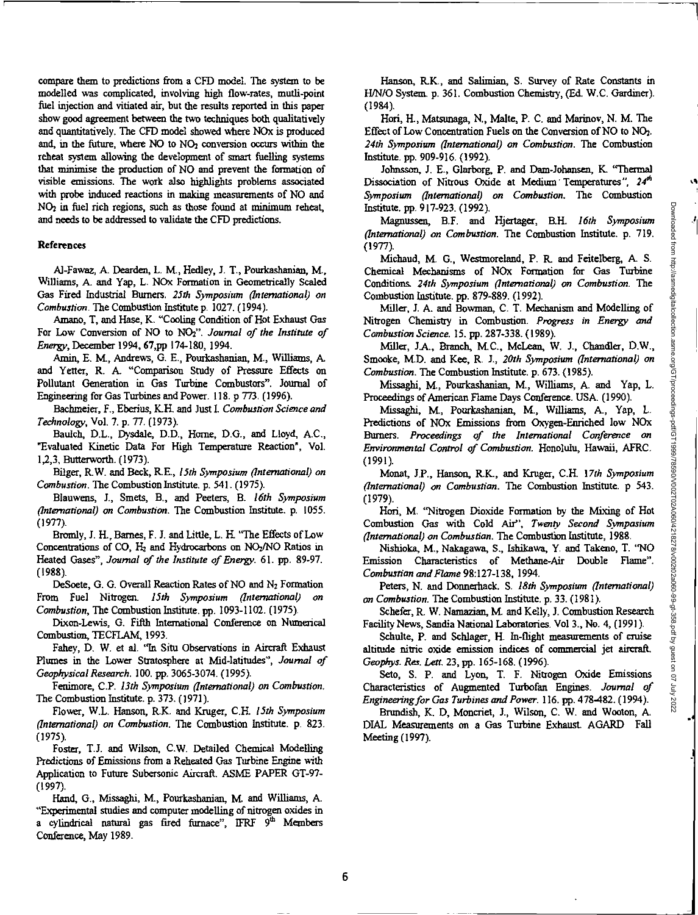compare them to predictions from a CFD model. The system to be modelled was complicated, involving high flow-rates, mutli-point fuel injection and vitiated air, but the results reported in this paper show good agreement between the two techniques both qualitatively and quantitatively. The CFD model showed where NOx is produced and, in the future, where NO to $NO_2$ conversion occurs within the reheat system allowing the development of smart fuelling systems that minimise the production of NO and prevent the formation of visible emissions. The work also highlights problems associated with probe induced reactions in making measurements of NO and $NO_2$ in fuel rich regions, such as those found at minimum reheat, and needs to be addressed to validate the CFD predictions.

## References

Al-Fawaz, A. Dearden, L. M., Hedley, J. T., Pourkashanian, M., Williams, A. and Yap, L. NOx Formation in Geometrically Scaled Gas Fired Industrial Burners. *25th Symposium (International) on Combustion*. The Combustion Institute p. 1027. (1994).

Amano, T, and Hase, K. "Cooling Condition of Hot Exhaust Gas For Low Conversion of NO to $NO_2$". *Journal of the Institute of Energy*, December 1994, 67,pp 174-180, 1994.

Amin, E. M., Andrews, G. E., Pourkashanian, M., Williams, A. and Yetter, R. A. "Comparison Study of Pressure Effects on Pollutant Generation in Gas Turbine Combustors". Journal of Engineering for Gas Turbines and Power. 118. p 773. (1996).

Bachmeier, F., Eberius, K.H. and Just I. *Combustion Science and Technology*, Vol. 7. p. 77. (1973).

Baulch, D.L., Dysdale, D.D., Horne, D.G., and Lloyd, A.C., "Evaluated Kinetic Data For High Temperature Reaction", Vol. 1,2,3, Butterworth. (1973).

Bilger, R.W. and Beck, R.E., *15th Symposium (International) on Combustion*. The Combustion Institute. p. 541. (1975).

Blauwens, J., Smets, B., and Peeters, B. *16th Symposium (International) on Combustion*. The Combustion Institute. p. 1055. (1977).

Bromly, J. H., Barnes, F. J. and Little, L. H. "The Effects of Low Concentrations of CO, $H_2$ and Hydrocarbons on $NO_2$/NO Ratios in Heated Gases", *Journal of the Institute of Energy*. 61. pp. 89-97. (1988).

DeSoete, G. G. Overall Reaction Rates of NO and $N_2$ Formation From Fuel Nitrogen. *15th Symposium (International) on Combustion*, The Combustion Institute. pp. 1093-1102. (1975).

Dixon-Lewis, G. Fifth International Conference on Numerical Combustion, TECFLAM, 1993.

Fahey, D. W. et al. "In Situ Observations in Aircraft Exhaust Plumes in the Lower Stratosphere at Mid-latitudes", *Journal of Geophysical Research*. 100. pp. 3065-3074. (1995).

Fenimore, C.P. *13th Symposium (International) on Combustion*. The Combustion Institute. p. 373. (1971).

Flower, W.L. Hanson, R.K. and Kruger, C.H. *15th Symposium (International) on Combustion*. The Combustion Institute. p. 823. (1975).

Foster, T.J. and Wilson, C.W. Detailed Chemical Modelling Predictions of Emissions from a Reheated Gas Turbine Engine with Application to Future Supersonic Aircraft. ASME PAPER GT-97-(1997).

Hand, G., Missaghi, M., Pourkashanian, M. and Williams, A. "Experimental studies and computer modelling of nitrogen oxides in a cylindrical natural gas fired furnace", IFRF 9th Members Conference, May 1989.

Hanson, R.K., and Salimian, S. Survey of Rate Constants in H/N/O System. p. 361. Combustion Chemistry, (Ed. W.C. Gardiner). (1984).

Hori, H., Matsunaga, N., Malte, P. C. and Marinov, N. M. The Effect of Low Concentration Fuels on the Conversion of NO to $NO_2$. *24th Symposium (International) on Combustion*. The Combustion Institute. pp. 909-916. (1992).

Johnsson, J. E., Glarborg, P. and Dam-Johansen, K. "Thermal Dissociation of Nitrous Oxide at Medium Temperatures", *24th Symposium (International) on Combustion*. The Combustion Institute. pp. 917-923. (1992).

Magnussen, B.F. and Hjertager, B.H. *16th Symposium (International) on Combustion*. The Combustion Institute. p. 719. (1977).

Michaud, M. G., Westmoreland, P. R. and Feitelberg, A. S. Chemical Mechanisms of NOx Formation for Gas Turbine Conditions. *24th Symposium (International) on Combustion*. The Combustion Institute. pp. 879-889. (1992).

Miller, J. A. and Bowman, C. T. Mechanism and Modelling of Nitrogen Chemistry in Combustion. *Progress in Energy and Combustion Science*. 15. pp. 287-338. (1989).

Miller, J.A., Branch, M.C., McLean, W. J., Chandler, D.W., Smooke, M.D. and Kee, R. J., *20th Symposium (International) on Combustion*. The Combustion Institute. p. 673. (1985).

Missaghi, M., Pourkashanian, M., Williams, A. and Yap, L. Proceedings of American Flame Days Conference. USA. (1990).

Missaghi, M., Pourkashanian, M., Williams, A., Yap, L. Predictions of NOx Emissions from Oxygen-Enriched low NOx Burners. *Proceedings of the International Conference on Environmental Control of Combustion*. Honolulu, Hawaii, AFRC. (1991).

Monat, J.P., Hanson, R.K., and Kruger, C.H. *17th Symposium (International) on Combustion*. The Combustion Institute. p 543. (1979).

Hori, M. "Nitrogen Dioxide Formation by the Mixing of Hot Combustion Gas with Cold Air", *Twenty Second Sympasium (International) on Combustion*. The Combustion Institute, 1988.

Nishioka, M., Nakagawa, S., Ishikawa, Y. and Takeno, T. "NO Emission Characteristics of Methane-Air Double Flame". *Combustion and Flame* 98:127-138, 1994.

Peters, N. and Donnerhack. S. *18th Symposium (International) on Combustion*. The Combustion Institute. p. 33. (1981).

Schefer, R. W. Namazian, M. and Kelly, J. Combustion Research Facility News, Sandia National Laboratories. Vol 3., No. 4, (1991).

Schulte, P. and Schlager, H. In-flight measurements of cruise altitude nitric oxide emission indices of commercial jet aircraft. *Geophys. Res. Lett.* 23, pp. 165-168. (1996).

Seto, S. P. and Lyon, T. F. Nitrogen Oxide Emissions Characteristics of Augmented Turbofan Engines. *Journal of Engineering for Gas Turbines and Power*. 116. pp. 478-482. (1994).

Brundish, K. D, Moncriet, J., Wilson, C. W. and Wooton, A. DIAL Measurements on a Gas Turbine Exhaust. AGARD Fall Meeting (1997).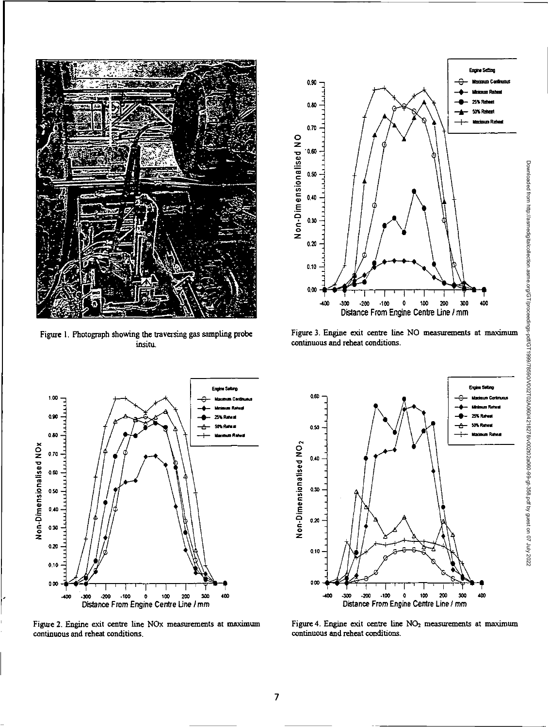Figure 1. Photograph showing the traversing gas sampling probe insitu.

Figure 3. Engine exit centre line NO measurements at maximum continuous and reheat conditions.

Figure 2. Engine exit centre line NOx measurements at maximum continuous and reheat conditions.

Figure 4. Engine exit centre line $NO_2$ measurements at maximum continuous and reheat conditions.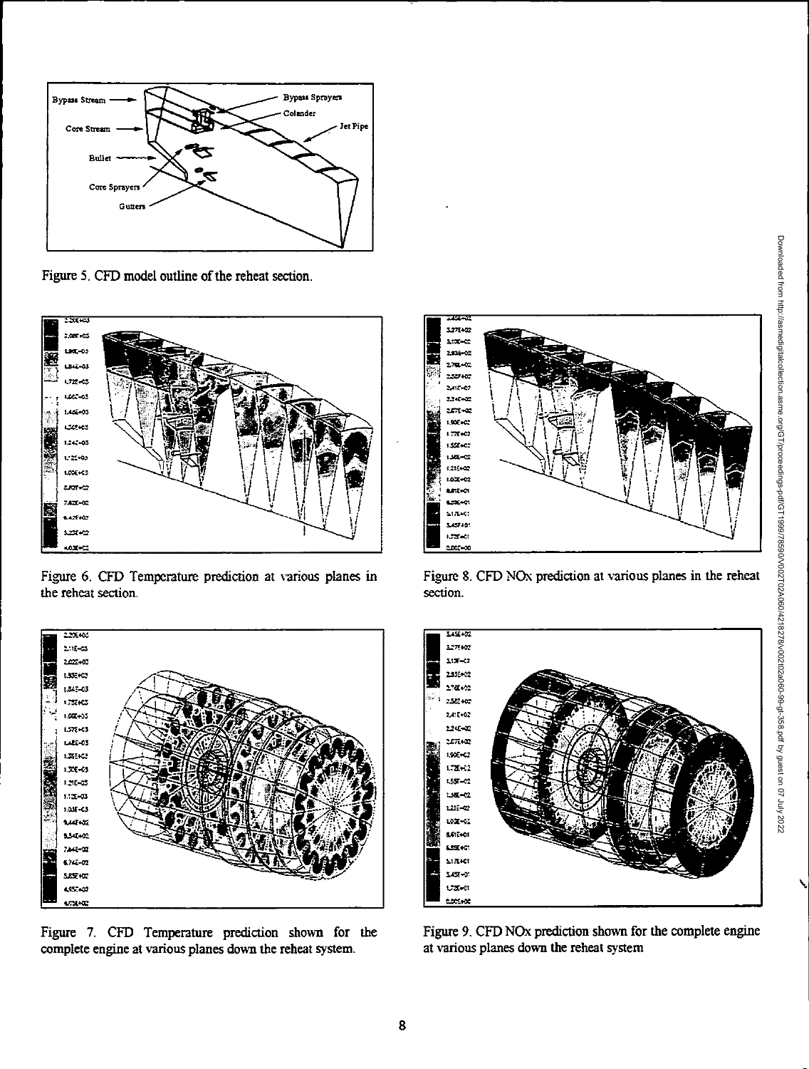Figure 5. CFD model outline of the reheat section.

Figure 6. CFD Temperature prediction at various planes in the reheat section.

Figure 8. CFD NOx prediction at various planes in the reheat section.

Figure 7. CFD Temperature prediction shown for the complete engine at various planes down the reheat system.

Figure 9. CFD NOx prediction shown for the complete engine at various planes down the reheat system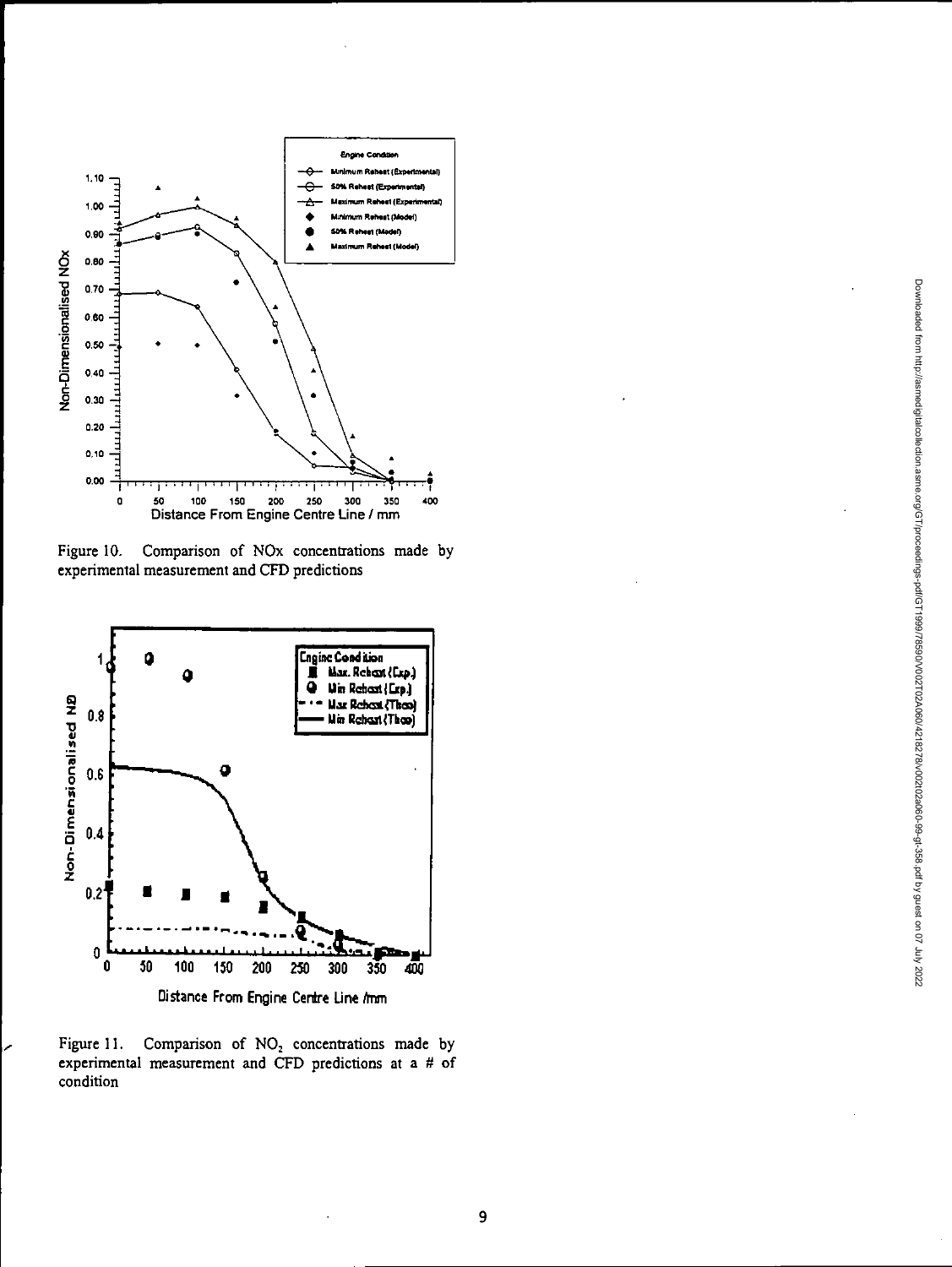Engine Condition

Minimum Reheat (Experimental)

50% Reheat (Experimental)

Maximum Reheat (Experimental)

Minimum Reheat (Model)

50% Reheat (Model)

Maximum Reheat (Model)

Non-Dimensionalised NOx

1.10

1.00

0.90

0.80

0.70

0.60

0.50

0.40

0.30

0.20

0.10

0.00

0 50 100 150 200 250 300 350 400

Distance From Engine Centre Line / mm

Figure 10. Comparison of NOx concentrations made by experimental measurement and CFD predictions

Engine Condition

Max. Reheat (Exp.)

Min Reheat (Exp.)

Max Reheat (Theo)

Min Reheat (Theo)

Non-Dimensionalised NO

1

0.8

0.6

0.4

0.2

0

0 50 100 150 200 250 300 350 400

Distance From Engine Centre Line /mm

Figure 11. Comparison of $NO_2$ concentrations made by experimental measurement and CFD predictions at a # of condition